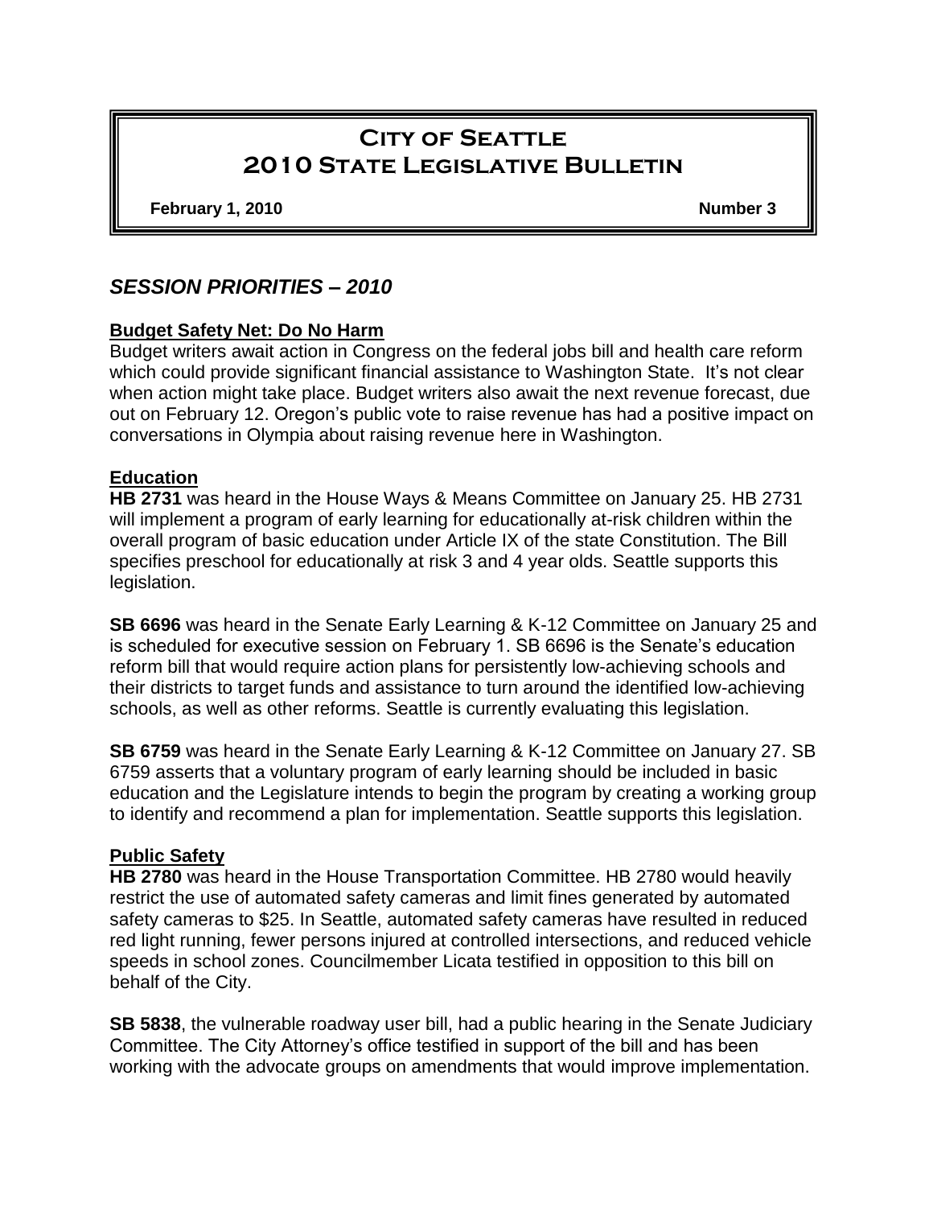# City of Seattle
# 2010 State Legislative Bulletin

**February 1, 2010** **Number 3**

## *SESSION PRIORITIES – 2010*

### Budget Safety Net: Do No Harm

Budget writers await action in Congress on the federal jobs bill and health care reform which could provide significant financial assistance to Washington State. It's not clear when action might take place. Budget writers also await the next revenue forecast, due out on February 12. Oregon's public vote to raise revenue has had a positive impact on conversations in Olympia about raising revenue here in Washington.

### Education

**HB 2731** was heard in the House Ways & Means Committee on January 25. HB 2731 will implement a program of early learning for educationally at-risk children within the overall program of basic education under Article IX of the state Constitution. The Bill specifies preschool for educationally at risk 3 and 4 year olds. Seattle supports this legislation.

**SB 6696** was heard in the Senate Early Learning & K-12 Committee on January 25 and is scheduled for executive session on February 1. SB 6696 is the Senate's education reform bill that would require action plans for persistently low-achieving schools and their districts to target funds and assistance to turn around the identified low-achieving schools, as well as other reforms. Seattle is currently evaluating this legislation.

**SB 6759** was heard in the Senate Early Learning & K-12 Committee on January 27. SB 6759 asserts that a voluntary program of early learning should be included in basic education and the Legislature intends to begin the program by creating a working group to identify and recommend a plan for implementation. Seattle supports this legislation.

### Public Safety

**HB 2780** was heard in the House Transportation Committee. HB 2780 would heavily restrict the use of automated safety cameras and limit fines generated by automated safety cameras to $25. In Seattle, automated safety cameras have resulted in reduced red light running, fewer persons injured at controlled intersections, and reduced vehicle speeds in school zones. Councilmember Licata testified in opposition to this bill on behalf of the City.

**SB 5838**, the vulnerable roadway user bill, had a public hearing in the Senate Judiciary Committee. The City Attorney's office testified in support of the bill and has been working with the advocate groups on amendments that would improve implementation.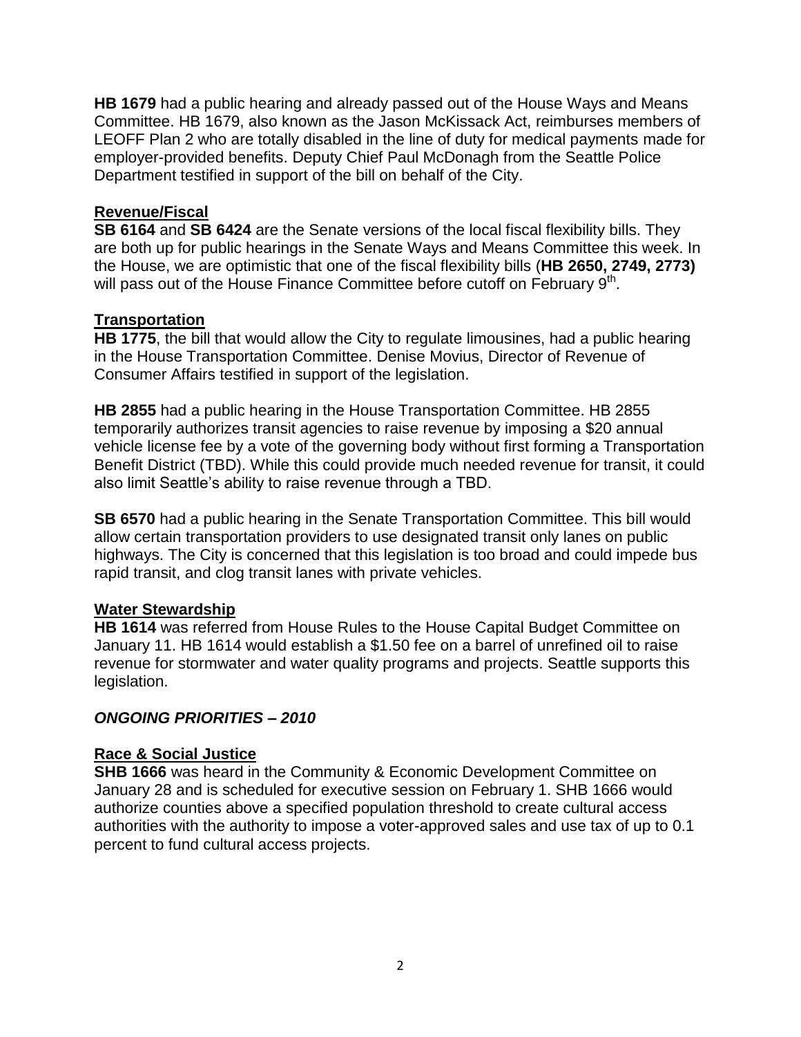**HB 1679** had a public hearing and already passed out of the House Ways and Means Committee. HB 1679, also known as the Jason McKissack Act, reimburses members of LEOFF Plan 2 who are totally disabled in the line of duty for medical payments made for employer-provided benefits. Deputy Chief Paul McDonagh from the Seattle Police Department testified in support of the bill on behalf of the City.

**Revenue/Fiscal**

**SB 6164** and **SB 6424** are the Senate versions of the local fiscal flexibility bills. They are both up for public hearings in the Senate Ways and Means Committee this week. In the House, we are optimistic that one of the fiscal flexibility bills (**HB 2650, 2749, 2773)** will pass out of the House Finance Committee before cutoff on February 9th.

**Transportation**

**HB 1775**, the bill that would allow the City to regulate limousines, had a public hearing in the House Transportation Committee. Denise Movius, Director of Revenue of Consumer Affairs testified in support of the legislation.

**HB 2855** had a public hearing in the House Transportation Committee. HB 2855 temporarily authorizes transit agencies to raise revenue by imposing a $20 annual vehicle license fee by a vote of the governing body without first forming a Transportation Benefit District (TBD). While this could provide much needed revenue for transit, it could also limit Seattle's ability to raise revenue through a TBD.

**SB 6570** had a public hearing in the Senate Transportation Committee. This bill would allow certain transportation providers to use designated transit only lanes on public highways. The City is concerned that this legislation is too broad and could impede bus rapid transit, and clog transit lanes with private vehicles.

**Water Stewardship**

**HB 1614** was referred from House Rules to the House Capital Budget Committee on January 11. HB 1614 would establish a $1.50 fee on a barrel of unrefined oil to raise revenue for stormwater and water quality programs and projects. Seattle supports this legislation.

***ONGOING PRIORITIES – 2010***

**Race & Social Justice**

**SHB 1666** was heard in the Community & Economic Development Committee on January 28 and is scheduled for executive session on February 1. SHB 1666 would authorize counties above a specified population threshold to create cultural access authorities with the authority to impose a voter-approved sales and use tax of up to 0.1 percent to fund cultural access projects.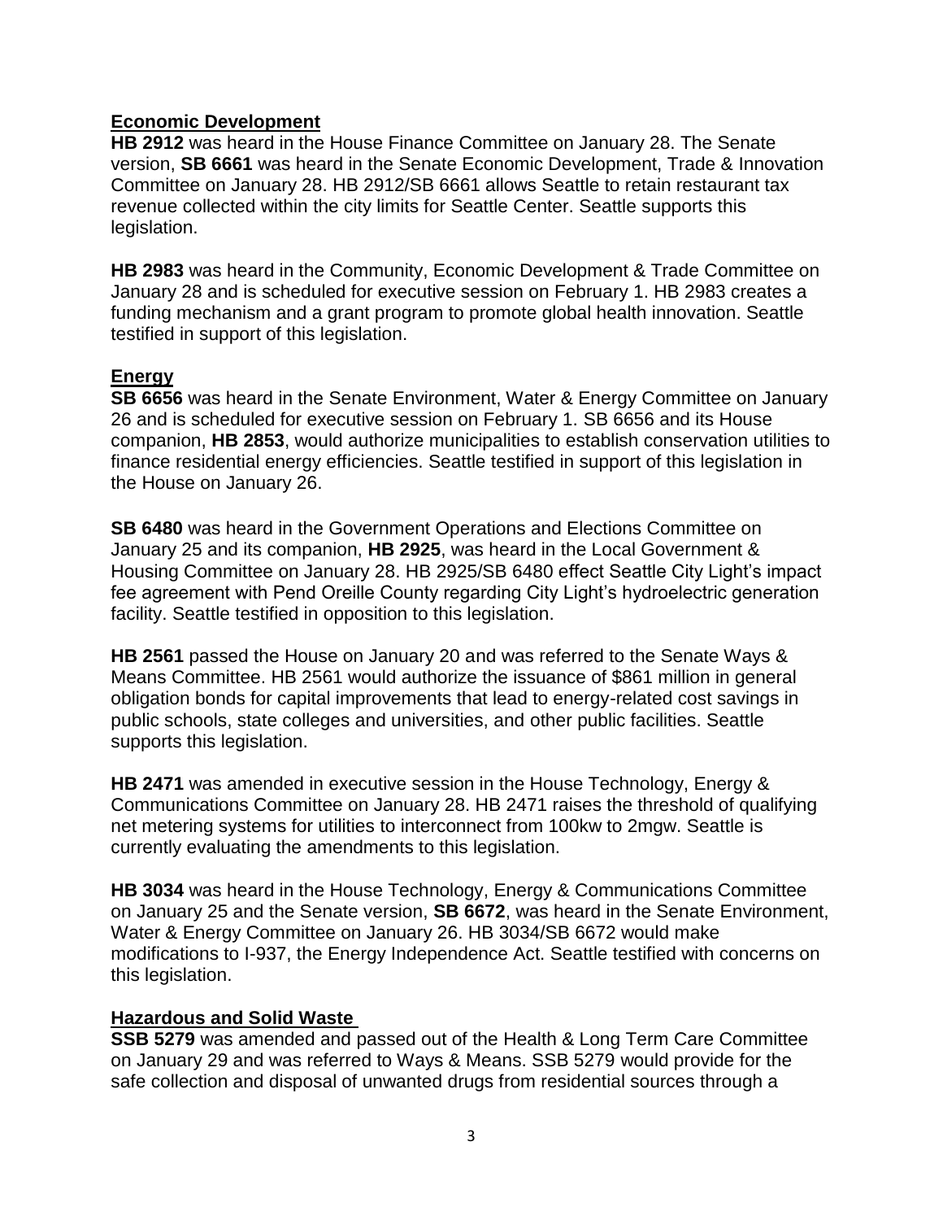## Economic Development

**HB 2912** was heard in the House Finance Committee on January 28. The Senate version, **SB 6661** was heard in the Senate Economic Development, Trade & Innovation Committee on January 28. HB 2912/SB 6661 allows Seattle to retain restaurant tax revenue collected within the city limits for Seattle Center. Seattle supports this legislation.

**HB 2983** was heard in the Community, Economic Development & Trade Committee on January 28 and is scheduled for executive session on February 1. HB 2983 creates a funding mechanism and a grant program to promote global health innovation. Seattle testified in support of this legislation.

## Energy

**SB 6656** was heard in the Senate Environment, Water & Energy Committee on January 26 and is scheduled for executive session on February 1. SB 6656 and its House companion, **HB 2853**, would authorize municipalities to establish conservation utilities to finance residential energy efficiencies. Seattle testified in support of this legislation in the House on January 26.

**SB 6480** was heard in the Government Operations and Elections Committee on January 25 and its companion, **HB 2925**, was heard in the Local Government & Housing Committee on January 28. HB 2925/SB 6480 effect Seattle City Light's impact fee agreement with Pend Oreille County regarding City Light's hydroelectric generation facility. Seattle testified in opposition to this legislation.

**HB 2561** passed the House on January 20 and was referred to the Senate Ways & Means Committee. HB 2561 would authorize the issuance of $861 million in general obligation bonds for capital improvements that lead to energy-related cost savings in public schools, state colleges and universities, and other public facilities. Seattle supports this legislation.

**HB 2471** was amended in executive session in the House Technology, Energy & Communications Committee on January 28. HB 2471 raises the threshold of qualifying net metering systems for utilities to interconnect from 100kw to 2mgw. Seattle is currently evaluating the amendments to this legislation.

**HB 3034** was heard in the House Technology, Energy & Communications Committee on January 25 and the Senate version, **SB 6672**, was heard in the Senate Environment, Water & Energy Committee on January 26. HB 3034/SB 6672 would make modifications to I-937, the Energy Independence Act. Seattle testified with concerns on this legislation.

## Hazardous and Solid Waste

**SSB 5279** was amended and passed out of the Health & Long Term Care Committee on January 29 and was referred to Ways & Means. SSB 5279 would provide for the safe collection and disposal of unwanted drugs from residential sources through a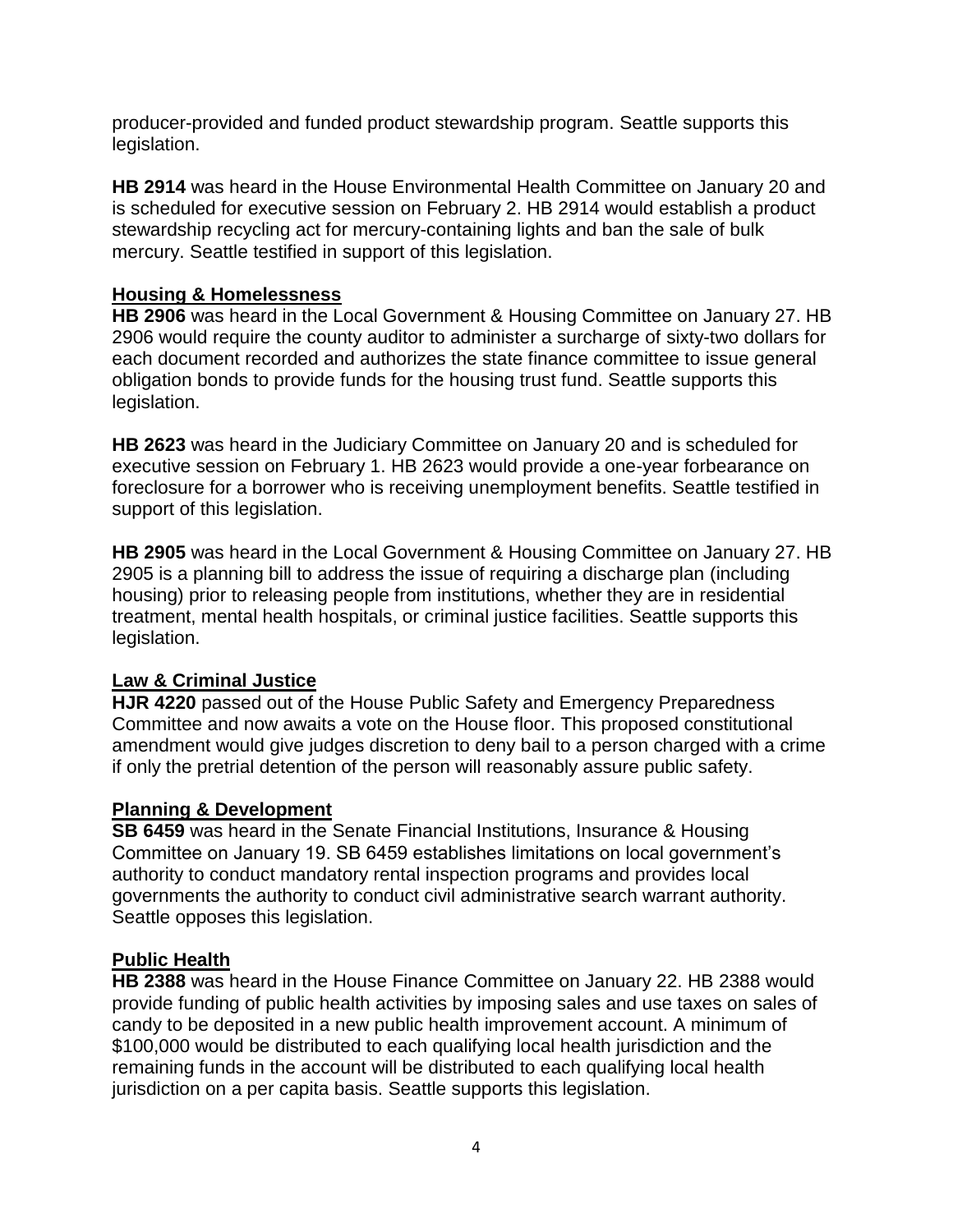producer-provided and funded product stewardship program. Seattle supports this legislation.

**HB 2914** was heard in the House Environmental Health Committee on January 20 and is scheduled for executive session on February 2. HB 2914 would establish a product stewardship recycling act for mercury-containing lights and ban the sale of bulk mercury. Seattle testified in support of this legislation.

## Housing & Homelessness

**HB 2906** was heard in the Local Government & Housing Committee on January 27. HB 2906 would require the county auditor to administer a surcharge of sixty-two dollars for each document recorded and authorizes the state finance committee to issue general obligation bonds to provide funds for the housing trust fund. Seattle supports this legislation.

**HB 2623** was heard in the Judiciary Committee on January 20 and is scheduled for executive session on February 1. HB 2623 would provide a one-year forbearance on foreclosure for a borrower who is receiving unemployment benefits. Seattle testified in support of this legislation.

**HB 2905** was heard in the Local Government & Housing Committee on January 27. HB 2905 is a planning bill to address the issue of requiring a discharge plan (including housing) prior to releasing people from institutions, whether they are in residential treatment, mental health hospitals, or criminal justice facilities. Seattle supports this legislation.

## Law & Criminal Justice

**HJR 4220** passed out of the House Public Safety and Emergency Preparedness Committee and now awaits a vote on the House floor. This proposed constitutional amendment would give judges discretion to deny bail to a person charged with a crime if only the pretrial detention of the person will reasonably assure public safety.

## Planning & Development

**SB 6459** was heard in the Senate Financial Institutions, Insurance & Housing Committee on January 19. SB 6459 establishes limitations on local government's authority to conduct mandatory rental inspection programs and provides local governments the authority to conduct civil administrative search warrant authority. Seattle opposes this legislation.

## Public Health

**HB 2388** was heard in the House Finance Committee on January 22. HB 2388 would provide funding of public health activities by imposing sales and use taxes on sales of candy to be deposited in a new public health improvement account. A minimum of $100,000 would be distributed to each qualifying local health jurisdiction and the remaining funds in the account will be distributed to each qualifying local health jurisdiction on a per capita basis. Seattle supports this legislation.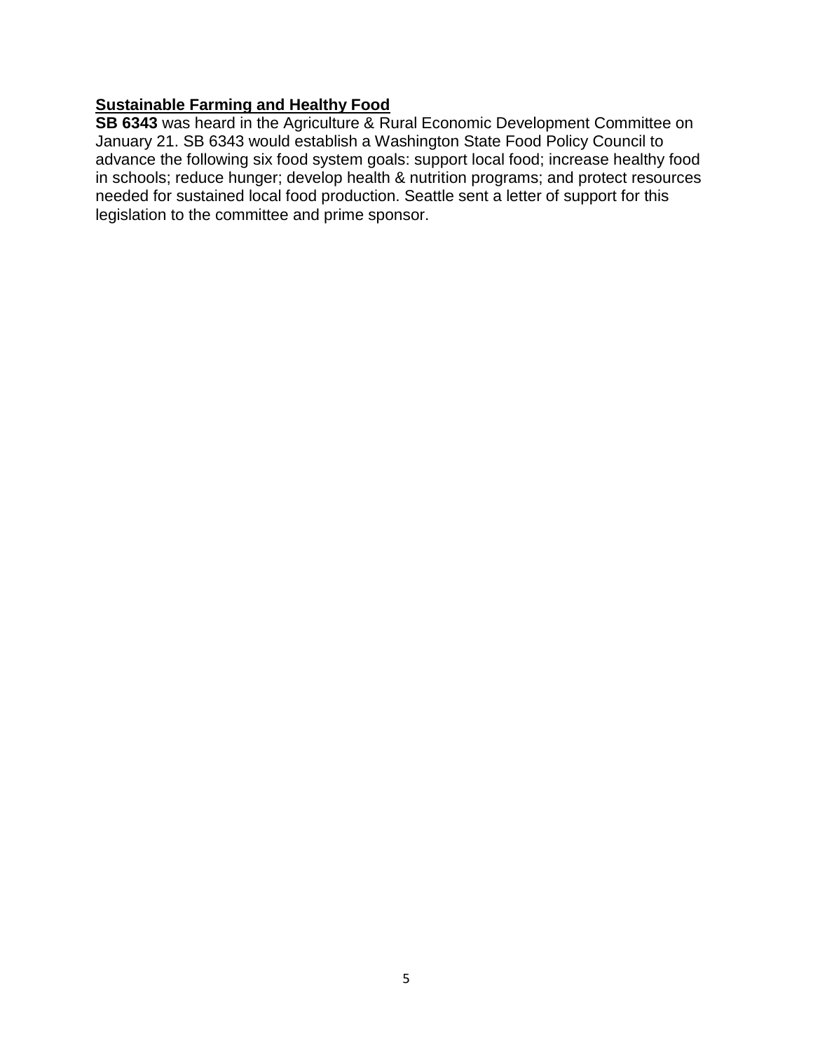**Sustainable Farming and Healthy Food**

**SB 6343** was heard in the Agriculture & Rural Economic Development Committee on January 21. SB 6343 would establish a Washington State Food Policy Council to advance the following six food system goals: support local food; increase healthy food in schools; reduce hunger; develop health & nutrition programs; and protect resources needed for sustained local food production. Seattle sent a letter of support for this legislation to the committee and prime sponsor.